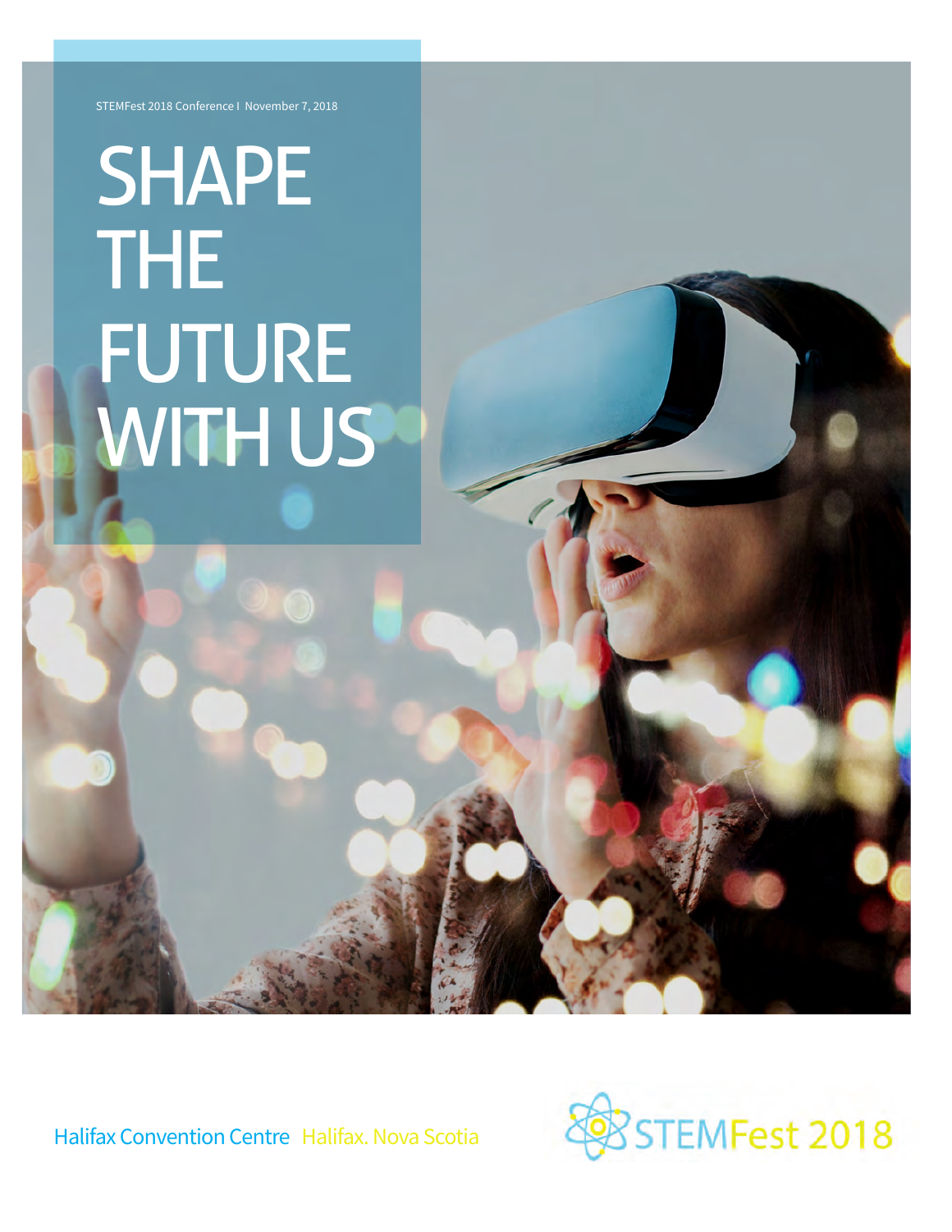STEMFest 2018 Conference I November 7, 2018

# SHAPE THE FUTURE WITH US

Halifax Convention Centre Halifax. Nova Scotia

STEMFest 2018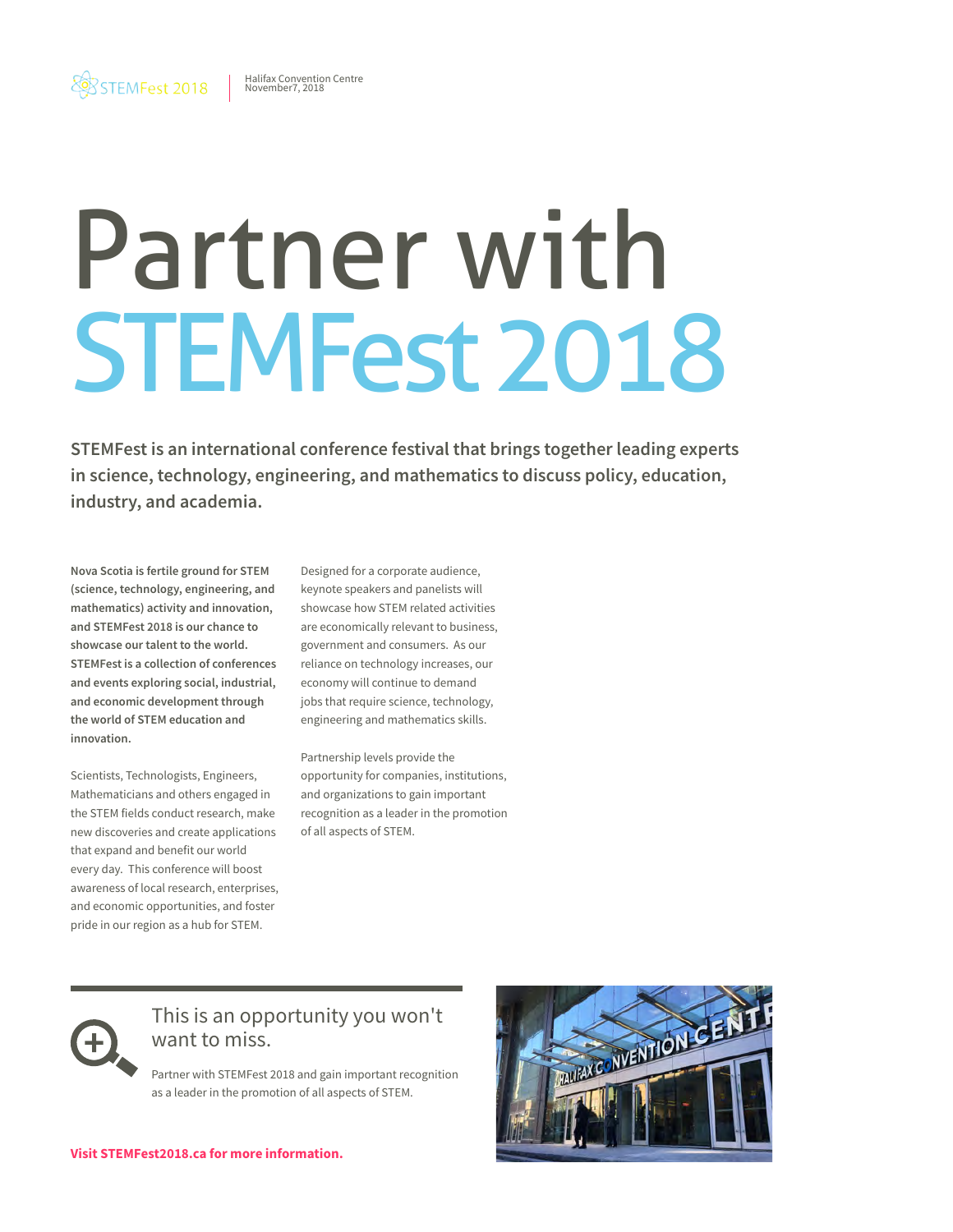# Partner with STEMFest 2018

**STEMFest is an international conference festival that brings together leading experts in science, technology, engineering, and mathematics to discuss policy, education, industry, and academia.**

**Nova Scotia is fertile ground for STEM (science, technology, engineering, and mathematics) activity and innovation, and STEMFest 2018 is our chance to showcase our talent to the world. STEMFest is a collection of conferences and events exploring social, industrial, and economic development through the world of STEM education and innovation.**

Scientists, Technologists, Engineers, Mathematicians and others engaged in the STEM fields conduct research, make new discoveries and create applications that expand and benefit our world every day. This conference will boost awareness of local research, enterprises, and economic opportunities, and foster pride in our region as a hub for STEM.

Designed for a corporate audience, keynote speakers and panelists will showcase how STEM related activities are economically relevant to business, government and consumers. As our reliance on technology increases, our economy will continue to demand jobs that require science, technology, engineering and mathematics skills.

Partnership levels provide the opportunity for companies, institutions, and organizations to gain important recognition as a leader in the promotion of all aspects of STEM.

## This is an opportunity you won't want to miss.

Partner with STEMFest 2018 and gain important recognition as a leader in the promotion of all aspects of STEM.

**Visit STEMFest2018.ca for more information.**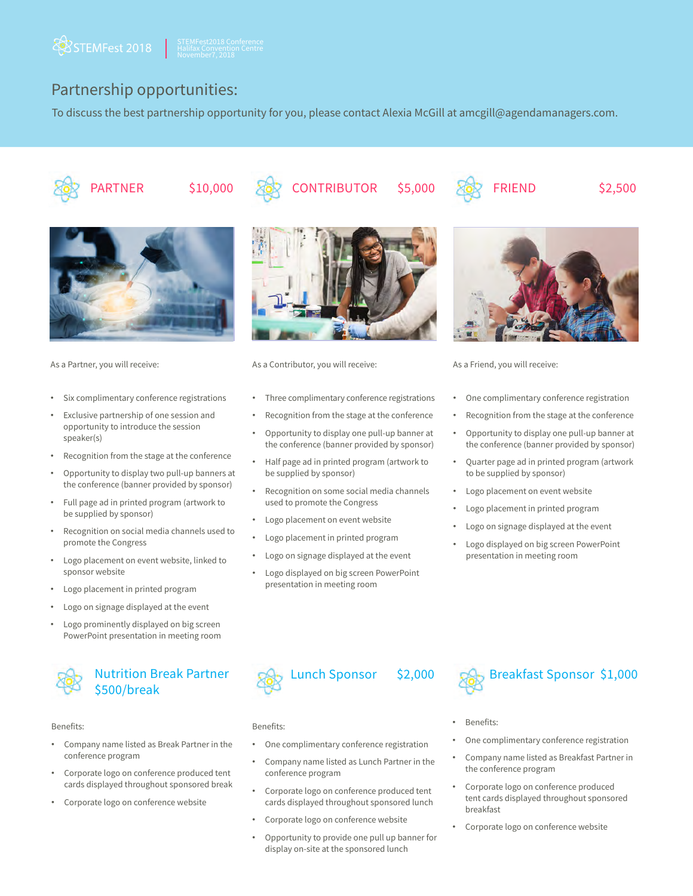STEMFest 2018

STEMFest2018 Conference
Halifax Convention Centre
November7, 2018

## Partnership opportunities:

To discuss the best partnership opportunity for you, please contact Alexia McGill at amcgill@agendamanagers.com.

### PARTNER $10,000

As a Partner, you will receive:

- Six complimentary conference registrations
- Exclusive partnership of one session and opportunity to introduce the session speaker(s)
- Recognition from the stage at the conference
- Opportunity to display two pull-up banners at the conference (banner provided by sponsor)
- Full page ad in printed program (artwork to be supplied by sponsor)
- Recognition on social media channels used to promote the Congress
- Logo placement on event website, linked to sponsor website
- Logo placement in printed program
- Logo on signage displayed at the event
- Logo prominently displayed on big screen PowerPoint presentation in meeting room

### CONTRIBUTOR $5,000

As a Contributor, you will receive:

- Three complimentary conference registrations
- Recognition from the stage at the conference
- Opportunity to display one pull-up banner at the conference (banner provided by sponsor)
- Half page ad in printed program (artwork to be supplied by sponsor)
- Recognition on some social media channels used to promote the Congress
- Logo placement on event website
- Logo placement in printed program
- Logo on signage displayed at the event
- Logo displayed on big screen PowerPoint presentation in meeting room

### FRIEND $2,500

As a Friend, you will receive:

- One complimentary conference registration
- Recognition from the stage at the conference
- Opportunity to display one pull-up banner at the conference (banner provided by sponsor)
- Quarter page ad in printed program (artwork to be supplied by sponsor)
- Logo placement on event website
- Logo placement in printed program
- Logo on signage displayed at the event
- Logo displayed on big screen PowerPoint presentation in meeting room

### Nutrition Break Partner $500/break

Benefits:

- Company name listed as Break Partner in the conference program
- Corporate logo on conference produced tent cards displayed throughout sponsored break
- Corporate logo on conference website

### Lunch Sponsor $2,000

Benefits:

- One complimentary conference registration
- Company name listed as Lunch Partner in the conference program
- Corporate logo on conference produced tent cards displayed throughout sponsored lunch
- Corporate logo on conference website
- Opportunity to provide one pull up banner for display on-site at the sponsored lunch

### Breakfast Sponsor $1,000

- Benefits:
- One complimentary conference registration
- Company name listed as Breakfast Partner in the conference program
- Corporate logo on conference produced tent cards displayed throughout sponsored breakfast
- Corporate logo on conference website